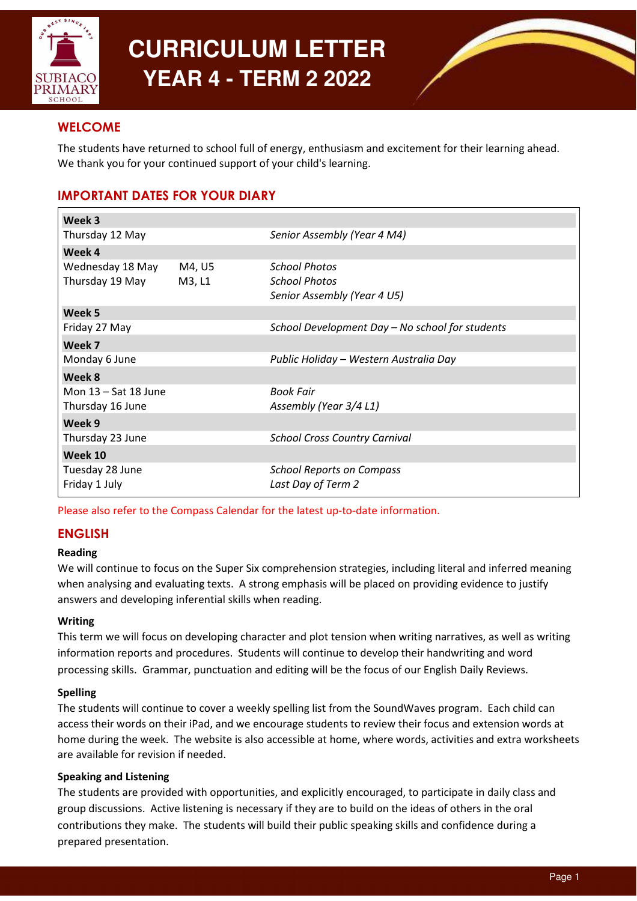# CURRICULUM LETTER
# YEAR 4 - TERM 2 2022

## WELCOME

The students have returned to school full of energy, enthusiasm and excitement for their learning ahead. We thank you for your continued support of your child's learning.

## IMPORTANT DATES FOR YOUR DIARY

| | | |
|---|---|---|
| **Week 3** | | |
| Thursday 12 May | | *Senior Assembly (Year 4 M4)* |
| **Week 4** | | |
| Wednesday 18 May | M4, U5 | *School Photos* |
| Thursday 19 May | M3, L1 | *School Photos* |
| | | *Senior Assembly (Year 4 U5)* |
| **Week 5** | | |
| Friday 27 May | | *School Development Day – No school for students* |
| **Week 7** | | |
| Monday 6 June | | *Public Holiday – Western Australia Day* |
| **Week 8** | | |
| Mon 13 – Sat 18 June | | *Book Fair* |
| Thursday 16 June | | *Assembly (Year 3/4 L1)* |
| **Week 9** | | |
| Thursday 23 June | | *School Cross Country Carnival* |
| **Week 10** | | |
| Tuesday 28 June | | *School Reports on Compass* |
| Friday 1 July | | *Last Day of Term 2* |

Please also refer to the Compass Calendar for the latest up-to-date information.

## ENGLISH

### Reading

We will continue to focus on the Super Six comprehension strategies, including literal and inferred meaning when analysing and evaluating texts. A strong emphasis will be placed on providing evidence to justify answers and developing inferential skills when reading.

### Writing

This term we will focus on developing character and plot tension when writing narratives, as well as writing information reports and procedures. Students will continue to develop their handwriting and word processing skills. Grammar, punctuation and editing will be the focus of our English Daily Reviews.

### Spelling

The students will continue to cover a weekly spelling list from the SoundWaves program. Each child can access their words on their iPad, and we encourage students to review their focus and extension words at home during the week. The website is also accessible at home, where words, activities and extra worksheets are available for revision if needed.

### Speaking and Listening

The students are provided with opportunities, and explicitly encouraged, to participate in daily class and group discussions. Active listening is necessary if they are to build on the ideas of others in the oral contributions they make. The students will build their public speaking skills and confidence during a prepared presentation.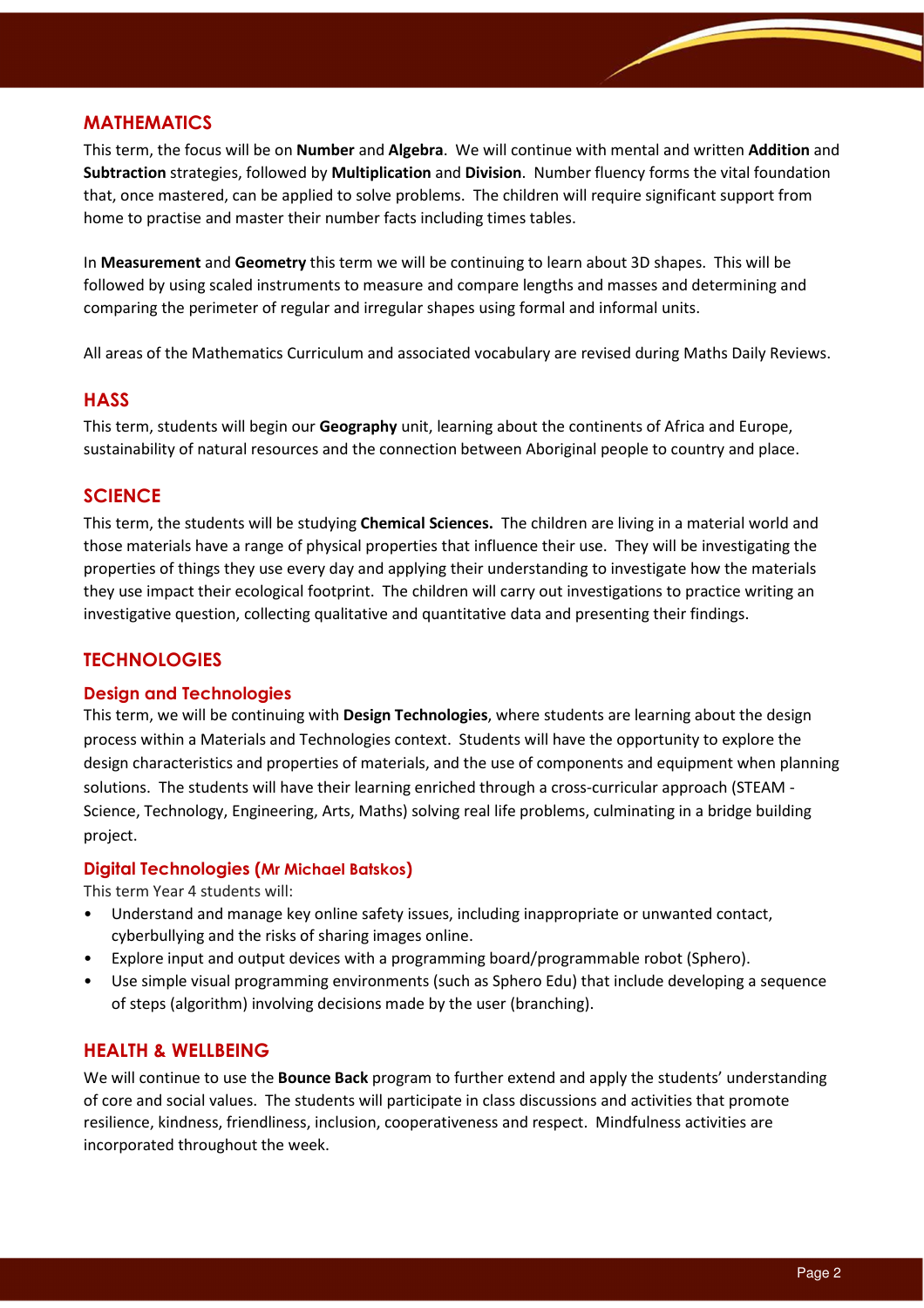## MATHEMATICS

This term, the focus will be on **Number** and **Algebra**. We will continue with mental and written **Addition** and **Subtraction** strategies, followed by **Multiplication** and **Division**. Number fluency forms the vital foundation that, once mastered, can be applied to solve problems. The children will require significant support from home to practise and master their number facts including times tables.

In **Measurement** and **Geometry** this term we will be continuing to learn about 3D shapes. This will be followed by using scaled instruments to measure and compare lengths and masses and determining and comparing the perimeter of regular and irregular shapes using formal and informal units.

All areas of the Mathematics Curriculum and associated vocabulary are revised during Maths Daily Reviews.

## HASS

This term, students will begin our **Geography** unit, learning about the continents of Africa and Europe, sustainability of natural resources and the connection between Aboriginal people to country and place.

## SCIENCE

This term, the students will be studying **Chemical Sciences.** The children are living in a material world and those materials have a range of physical properties that influence their use. They will be investigating the properties of things they use every day and applying their understanding to investigate how the materials they use impact their ecological footprint. The children will carry out investigations to practice writing an investigative question, collecting qualitative and quantitative data and presenting their findings.

## TECHNOLOGIES

### Design and Technologies

This term, we will be continuing with **Design Technologies**, where students are learning about the design process within a Materials and Technologies context. Students will have the opportunity to explore the design characteristics and properties of materials, and the use of components and equipment when planning solutions. The students will have their learning enriched through a cross-curricular approach (STEAM - Science, Technology, Engineering, Arts, Maths) solving real life problems, culminating in a bridge building project.

### Digital Technologies (Mr Michael Batskos)

This term Year 4 students will:

- Understand and manage key online safety issues, including inappropriate or unwanted contact, cyberbullying and the risks of sharing images online.
- Explore input and output devices with a programming board/programmable robot (Sphero).
- Use simple visual programming environments (such as Sphero Edu) that include developing a sequence of steps (algorithm) involving decisions made by the user (branching).

## HEALTH & WELLBEING

We will continue to use the **Bounce Back** program to further extend and apply the students' understanding of core and social values. The students will participate in class discussions and activities that promote resilience, kindness, friendliness, inclusion, cooperativeness and respect. Mindfulness activities are incorporated throughout the week.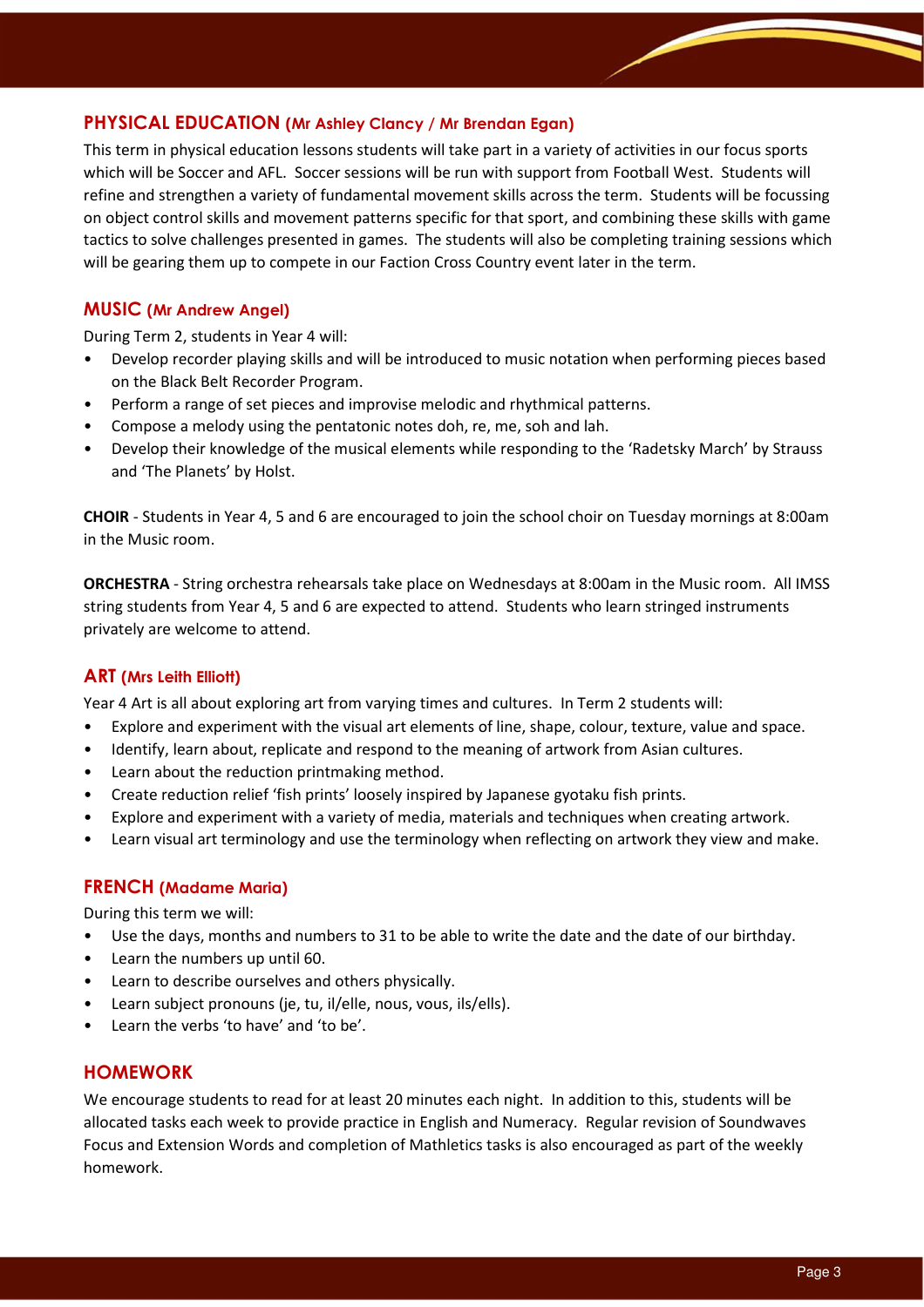## PHYSICAL EDUCATION (Mr Ashley Clancy / Mr Brendan Egan)

This term in physical education lessons students will take part in a variety of activities in our focus sports which will be Soccer and AFL. Soccer sessions will be run with support from Football West. Students will refine and strengthen a variety of fundamental movement skills across the term. Students will be focussing on object control skills and movement patterns specific for that sport, and combining these skills with game tactics to solve challenges presented in games. The students will also be completing training sessions which will be gearing them up to compete in our Faction Cross Country event later in the term.

## MUSIC (Mr Andrew Angel)

During Term 2, students in Year 4 will:

- Develop recorder playing skills and will be introduced to music notation when performing pieces based on the Black Belt Recorder Program.
- Perform a range of set pieces and improvise melodic and rhythmical patterns.
- Compose a melody using the pentatonic notes doh, re, me, soh and lah.
- Develop their knowledge of the musical elements while responding to the 'Radetsky March' by Strauss and 'The Planets' by Holst.

**CHOIR** - Students in Year 4, 5 and 6 are encouraged to join the school choir on Tuesday mornings at 8:00am in the Music room.

**ORCHESTRA** - String orchestra rehearsals take place on Wednesdays at 8:00am in the Music room. All IMSS string students from Year 4, 5 and 6 are expected to attend. Students who learn stringed instruments privately are welcome to attend.

## ART (Mrs Leith Elliott)

Year 4 Art is all about exploring art from varying times and cultures. In Term 2 students will:

- Explore and experiment with the visual art elements of line, shape, colour, texture, value and space.
- Identify, learn about, replicate and respond to the meaning of artwork from Asian cultures.
- Learn about the reduction printmaking method.
- Create reduction relief 'fish prints' loosely inspired by Japanese gyotaku fish prints.
- Explore and experiment with a variety of media, materials and techniques when creating artwork.
- Learn visual art terminology and use the terminology when reflecting on artwork they view and make.

## FRENCH (Madame Maria)

During this term we will:

- Use the days, months and numbers to 31 to be able to write the date and the date of our birthday.
- Learn the numbers up until 60.
- Learn to describe ourselves and others physically.
- Learn subject pronouns (je, tu, il/elle, nous, vous, ils/ells).
- Learn the verbs 'to have' and 'to be'.

## HOMEWORK

We encourage students to read for at least 20 minutes each night. In addition to this, students will be allocated tasks each week to provide practice in English and Numeracy. Regular revision of Soundwaves Focus and Extension Words and completion of Mathletics tasks is also encouraged as part of the weekly homework.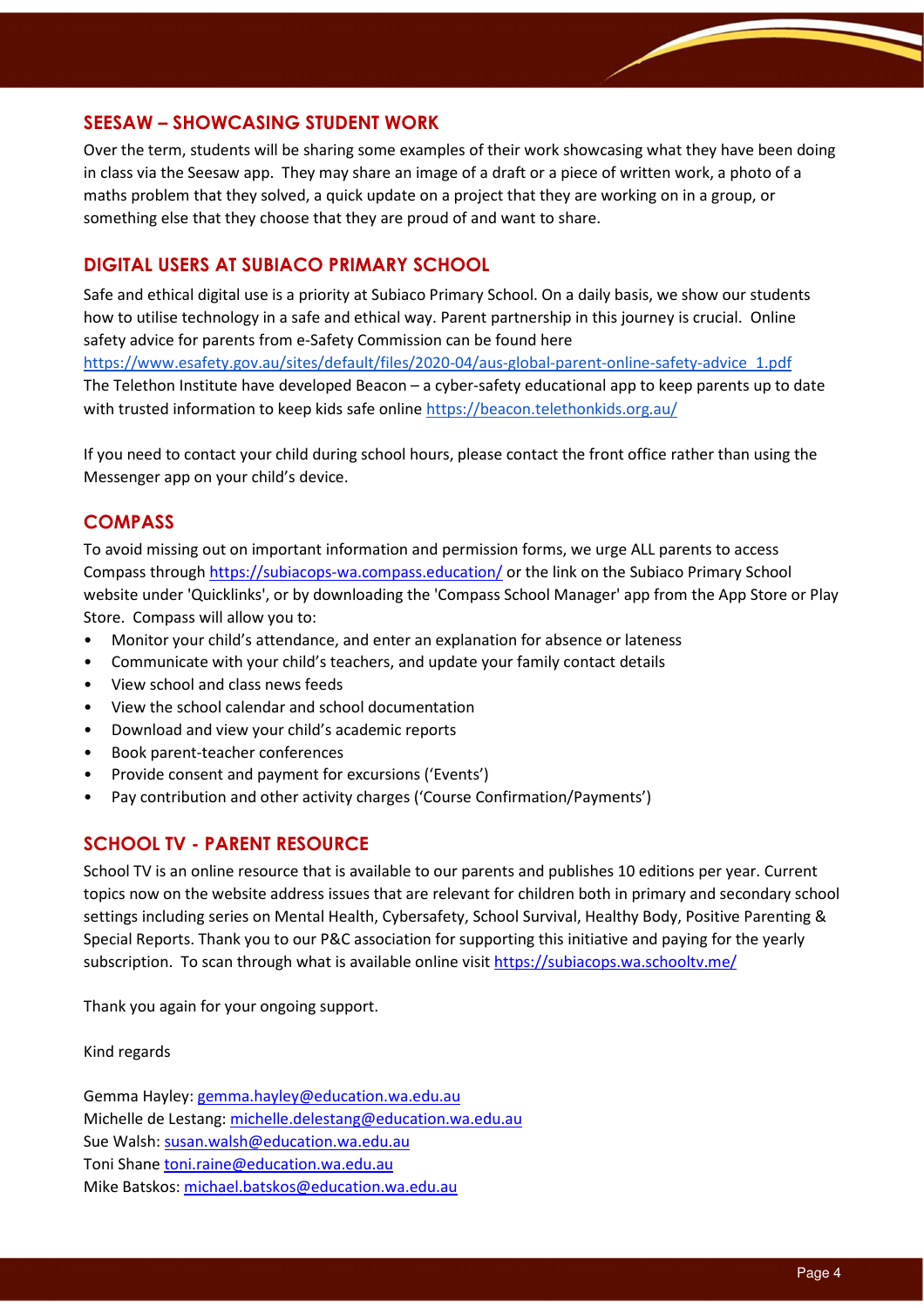## SEESAW – SHOWCASING STUDENT WORK

Over the term, students will be sharing some examples of their work showcasing what they have been doing in class via the Seesaw app. They may share an image of a draft or a piece of written work, a photo of a maths problem that they solved, a quick update on a project that they are working on in a group, or something else that they choose that they are proud of and want to share.

## DIGITAL USERS AT SUBIACO PRIMARY SCHOOL

Safe and ethical digital use is a priority at Subiaco Primary School. On a daily basis, we show our students how to utilise technology in a safe and ethical way. Parent partnership in this journey is crucial. Online safety advice for parents from e-Safety Commission can be found here
https://www.esafety.gov.au/sites/default/files/2020-04/aus-global-parent-online-safety-advice_1.pdf
The Telethon Institute have developed Beacon – a cyber-safety educational app to keep parents up to date with trusted information to keep kids safe online https://beacon.telethonkids.org.au/

If you need to contact your child during school hours, please contact the front office rather than using the Messenger app on your child's device.

## COMPASS

To avoid missing out on important information and permission forms, we urge ALL parents to access Compass through https://subiacops-wa.compass.education/ or the link on the Subiaco Primary School website under 'Quicklinks', or by downloading the 'Compass School Manager' app from the App Store or Play Store. Compass will allow you to:

- Monitor your child's attendance, and enter an explanation for absence or lateness
- Communicate with your child's teachers, and update your family contact details
- View school and class news feeds
- View the school calendar and school documentation
- Download and view your child's academic reports
- Book parent-teacher conferences
- Provide consent and payment for excursions ('Events')
- Pay contribution and other activity charges ('Course Confirmation/Payments')

## SCHOOL TV - PARENT RESOURCE

School TV is an online resource that is available to our parents and publishes 10 editions per year. Current topics now on the website address issues that are relevant for children both in primary and secondary school settings including series on Mental Health, Cybersafety, School Survival, Healthy Body, Positive Parenting & Special Reports. Thank you to our P&C association for supporting this initiative and paying for the yearly subscription. To scan through what is available online visit https://subiacops.wa.schooltv.me/

Thank you again for your ongoing support.

Kind regards

Gemma Hayley: gemma.hayley@education.wa.edu.au
Michelle de Lestang: michelle.delestang@education.wa.edu.au
Sue Walsh: susan.walsh@education.wa.edu.au
Toni Shane toni.raine@education.wa.edu.au
Mike Batskos: michael.batskos@education.wa.edu.au